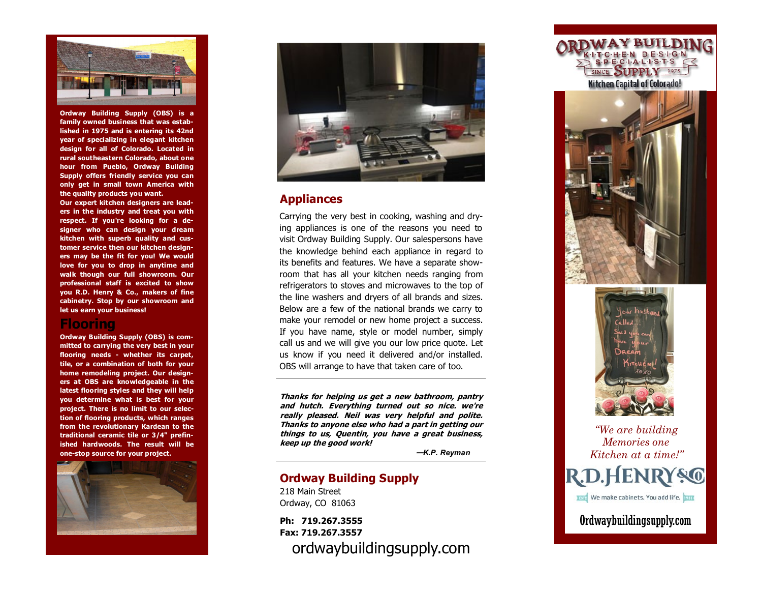**Ordway Building Supply (OBS) is a family owned business that was established in 1975 and is entering its 42nd year of specializing in elegant kitchen design for all of Colorado. Located in rural southeastern Colorado, about one hour from Pueblo, Ordway Building Supply offers friendly service you can only get in small town America with the quality products you want.**

**Our expert kitchen designers are leaders in the industry and treat you with respect. If you're looking for a designer who can design your dream kitchen with superb quality and customer service then our kitchen designers may be the fit for you! We would love for you to drop in anytime and walk though our full showroom. Our professional staff is excited to show you R.D. Henry & Co., makers of fine cabinetry. Stop by our showroom and let us earn your business!**

## Flooring

**Ordway Building Supply (OBS) is committed to carrying the very best in your flooring needs - whether its carpet, tile, or a combination of both for your home remodeling project. Our designers at OBS are knowledgeable in the latest flooring styles and they will help you determine what is best for your project. There is no limit to our selection of flooring products, which ranges from the revolutionary Kardean to the traditional ceramic tile or 3/4" prefinished hardwoods. The result will be one-stop source for your project.**

## Appliances

Carrying the very best in cooking, washing and drying appliances is one of the reasons you need to visit Ordway Building Supply. Our salespersons have the knowledge behind each appliance in regard to its benefits and features. We have a separate showroom that has all your kitchen needs ranging from refrigerators to stoves and microwaves to the top of the line washers and dryers of all brands and sizes. Below are a few of the national brands we carry to make your remodel or new home project a success. If you have name, style or model number, simply call us and we will give you our low price quote. Let us know if you need it delivered and/or installed. OBS will arrange to have that taken care of too.

---

***Thanks for helping us get a new bathroom, pantry and hutch. Everything turned out so nice. we're really pleased. Neil was very helpful and polite. Thanks to anyone else who had a part in getting our things to us, Quentin, you have a great business, keep up the good work!***

***—K.P. Reyman***

---

## Ordway Building Supply

218 Main Street
Ordway, CO 81063

**Ph: 719.267.3555**
**Fax: 719.267.3557**

ordwaybuildingsupply.com

# ORDWAY BUILDING SUPPLY

KITCHEN DESIGN SPECIALISTS

SINCE 1975

Kitchen Capital of Colorado!

*"We are building Memories one Kitchen at a time!"*

R.D.HENRY&CO

We make cabinets. You add life.

Ordwaybuildingsupply.com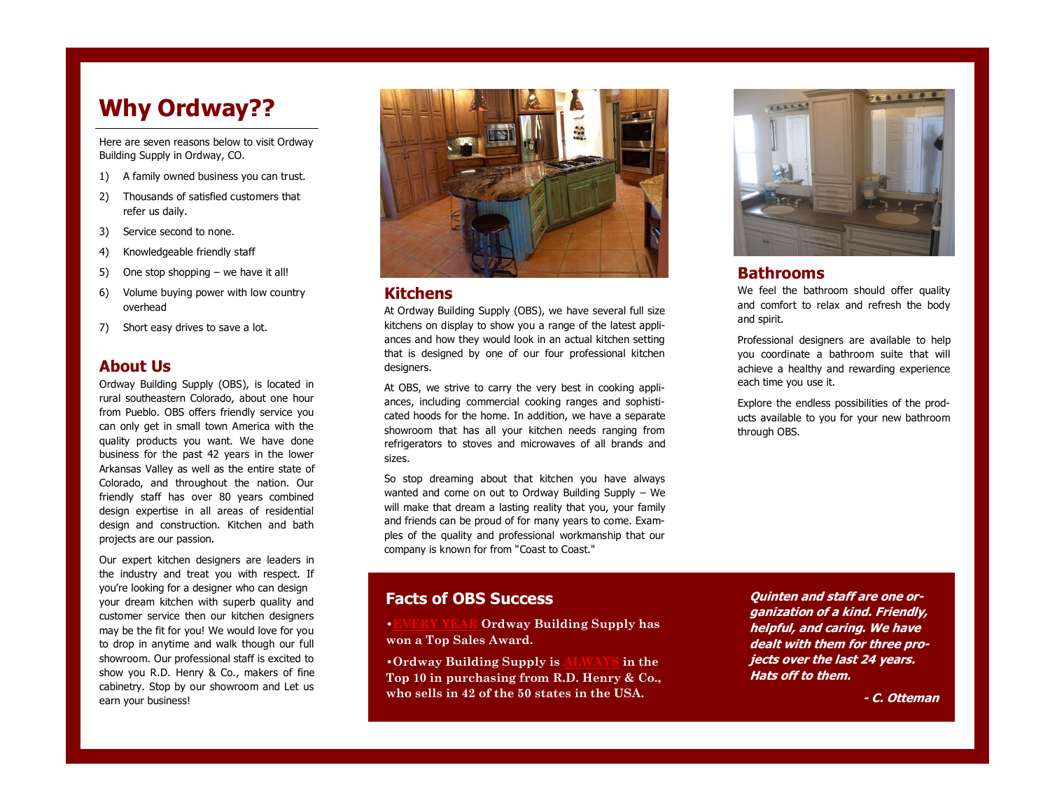# Why Ordway??

Here are seven reasons below to visit Ordway Building Supply in Ordway, CO.

1) A family owned business you can trust.
2) Thousands of satisfied customers that refer us daily.
3) Service second to none.
4) Knowledgeable friendly staff
5) One stop shopping – we have it all!
6) Volume buying power with low country overhead
7) Short easy drives to save a lot.

## About Us

Ordway Building Supply (OBS), is located in rural southeastern Colorado, about one hour from Pueblo. OBS offers friendly service you can only get in small town America with the quality products you want. We have done business for the past 42 years in the lower Arkansas Valley as well as the entire state of Colorado, and throughout the nation. Our friendly staff has over 80 years combined design expertise in all areas of residential design and construction. Kitchen and bath projects are our passion.

Our expert kitchen designers are leaders in the industry and treat you with respect. If you're looking for a designer who can design your dream kitchen with superb quality and customer service then our kitchen designers may be the fit for you! We would love for you to drop in anytime and walk though our full showroom. Our professional staff is excited to show you R.D. Henry & Co., makers of fine cabinetry. Stop by our showroom and Let us earn your business!

## Kitchens

At Ordway Building Supply (OBS), we have several full size kitchens on display to show you a range of the latest appliances and how they would look in an actual kitchen setting that is designed by one of our four professional kitchen designers.

At OBS, we strive to carry the very best in cooking appliances, including commercial cooking ranges and sophisticated hoods for the home. In addition, we have a separate showroom that has all your kitchen needs ranging from refrigerators to stoves and microwaves of all brands and sizes.

So stop dreaming about that kitchen you have always wanted and come on out to Ordway Building Supply – We will make that dream a lasting reality that you, your family and friends can be proud of for many years to come. Examples of the quality and professional workmanship that our company is known for from "Coast to Coast."

## Bathrooms

We feel the bathroom should offer quality and comfort to relax and refresh the body and spirit.

Professional designers are available to help you coordinate a bathroom suite that will achieve a healthy and rewarding experience each time you use it.

Explore the endless possibilities of the products available to you for your new bathroom through OBS.

## Facts of OBS Success

**•EVERY YEAR Ordway Building Supply has won a Top Sales Award.**

**•Ordway Building Supply is ALWAYS in the Top 10 in purchasing from R.D. Henry & Co., who sells in 42 of the 50 states in the USA.**

***Quinten and staff are one organization of a kind. Friendly, helpful, and caring. We have dealt with them for three projects over the last 24 years. Hats off to them.***

***- C. Otteman***